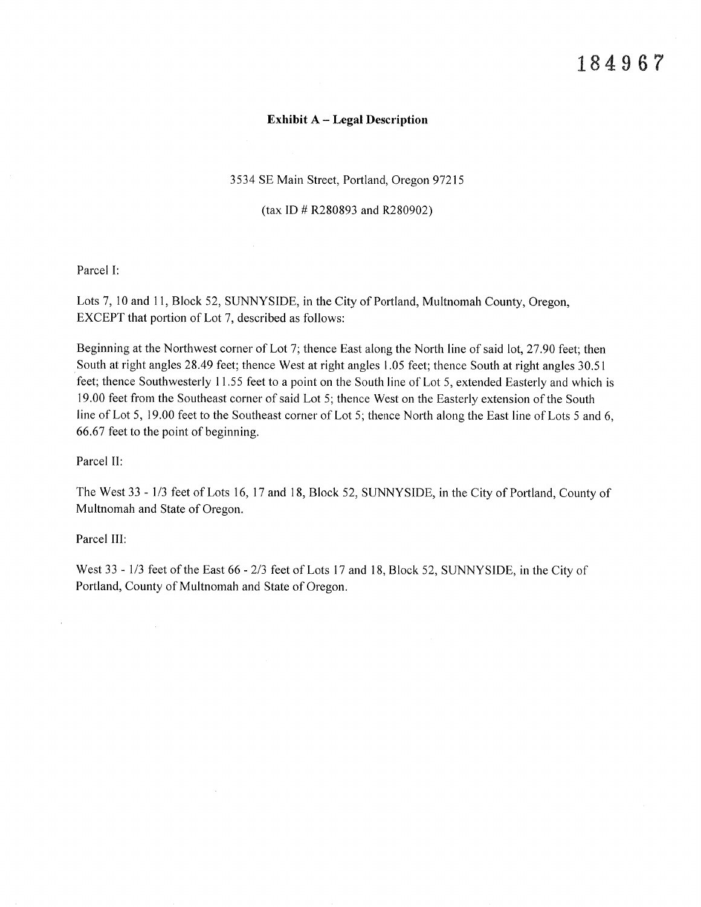184967

## Exhibit A – Legal Description

3534 SE Main Street, Portland, Oregon 97215

(tax ID # R280893 and R280902)

Parcel I:

Lots 7, 10 and 11, Block 52, SUNNYSIDE, in the City of Portland, Multnomah County, Oregon, EXCEPT that portion of Lot 7, described as follows:

Beginning at the Northwest corner of Lot 7; thence East along the North line of said lot, 27.90 feet; then South at right angles 28.49 feet; thence West at right angles 1.05 feet; thence South at right angles 30.51 feet; thence Southwesterly 11.55 feet to a point on the South line of Lot 5, extended Easterly and which is 19.00 feet from the Southeast corner of said Lot 5; thence West on the Easterly extension of the South line of Lot 5, 19.00 feet to the Southeast corner of Lot 5; thence North along the East line of Lots 5 and 6, 66.67 feet to the point of beginning.

Parcel II:

The West 33 - 1/3 feet of Lots 16, 17 and 18, Block 52, SUNNYSIDE, in the City of Portland, County of Multnomah and State of Oregon.

Parcel III:

West 33 - 1/3 feet of the East 66 - 2/3 feet of Lots 17 and 18, Block 52, SUNNYSIDE, in the City of Portland, County of Multnomah and State of Oregon.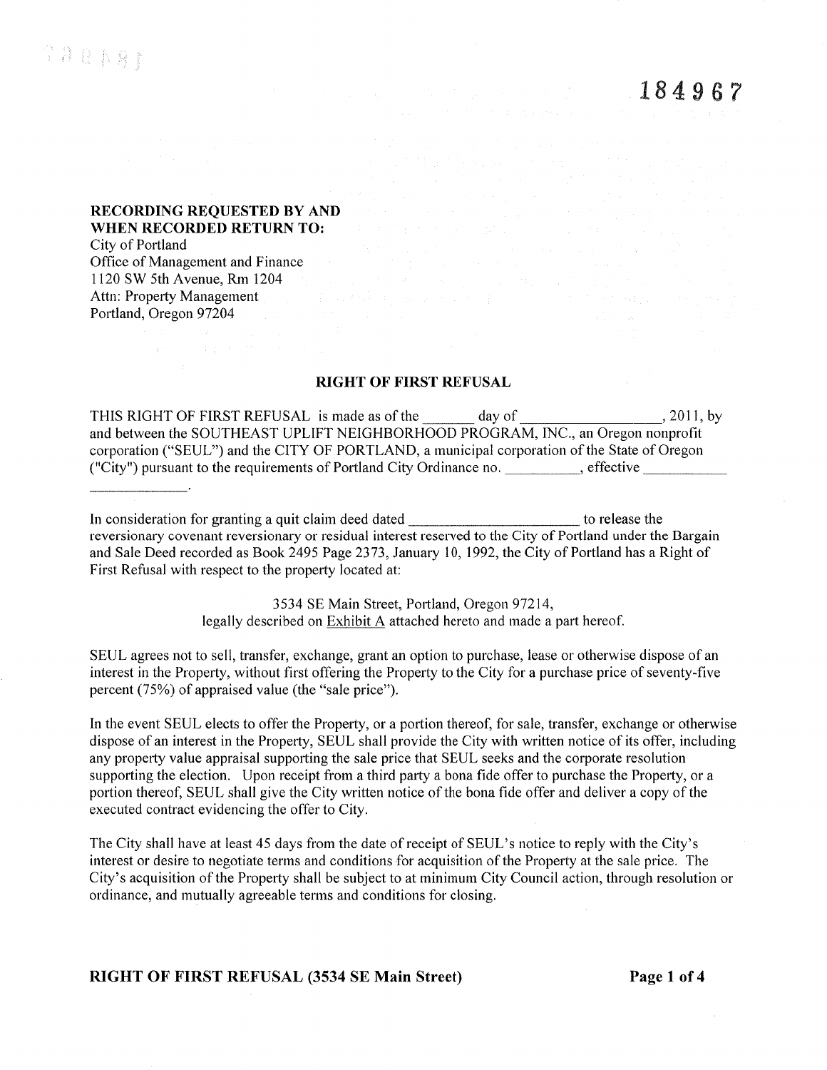184967

**RECORDING REQUESTED BY AND WHEN RECORDED RETURN TO:**
City of Portland
Office of Management and Finance
1120 SW 5th Avenue, Rm 1204
Attn: Property Management
Portland, Oregon 97204

## RIGHT OF FIRST REFUSAL

THIS RIGHT OF FIRST REFUSAL is made as of the _______ day of __________________, 2011, by and between the SOUTHEAST UPLIFT NEIGHBORHOOD PROGRAM, INC., an Oregon nonprofit corporation ("SEUL") and the CITY OF PORTLAND, a municipal corporation of the State of Oregon ("City") pursuant to the requirements of Portland City Ordinance no. __________, effective _______________.

In consideration for granting a quit claim deed dated ________________________ to release the reversionary covenant reversionary or residual interest reserved to the City of Portland under the Bargain and Sale Deed recorded as Book 2495 Page 2373, January 10, 1992, the City of Portland has a Right of First Refusal with respect to the property located at:

3534 SE Main Street, Portland, Oregon 97214,
legally described on Exhibit A attached hereto and made a part hereof.

SEUL agrees not to sell, transfer, exchange, grant an option to purchase, lease or otherwise dispose of an interest in the Property, without first offering the Property to the City for a purchase price of seventy-five percent (75%) of appraised value (the "sale price").

In the event SEUL elects to offer the Property, or a portion thereof, for sale, transfer, exchange or otherwise dispose of an interest in the Property, SEUL shall provide the City with written notice of its offer, including any property value appraisal supporting the sale price that SEUL seeks and the corporate resolution supporting the election. Upon receipt from a third party a bona fide offer to purchase the Property, or a portion thereof, SEUL shall give the City written notice of the bona fide offer and deliver a copy of the executed contract evidencing the offer to City.

The City shall have at least 45 days from the date of receipt of SEUL's notice to reply with the City's interest or desire to negotiate terms and conditions for acquisition of the Property at the sale price. The City's acquisition of the Property shall be subject to at minimum City Council action, through resolution or ordinance, and mutually agreeable terms and conditions for closing.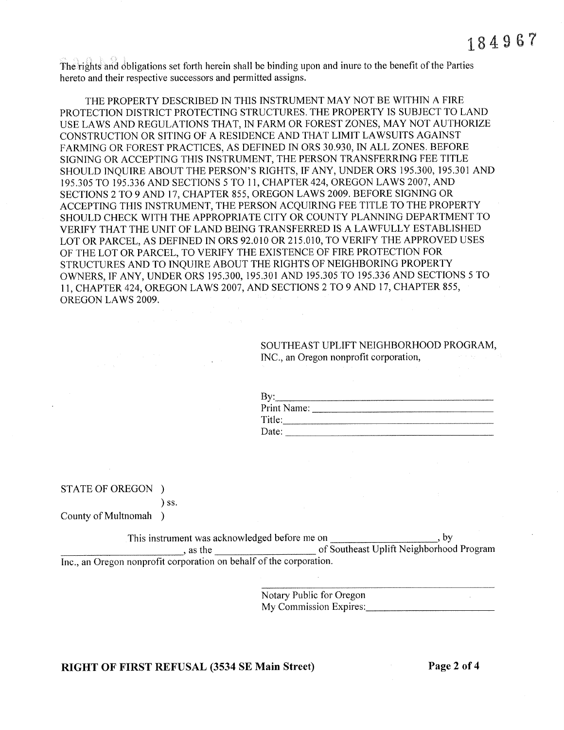The rights and obligations set forth herein shall be binding upon and inure to the benefit of the Parties hereto and their respective successors and permitted assigns.

THE PROPERTY DESCRIBED IN THIS INSTRUMENT MAY NOT BE WITHIN A FIRE PROTECTION DISTRICT PROTECTING STRUCTURES. THE PROPERTY IS SUBJECT TO LAND USE LAWS AND REGULATIONS THAT, IN FARM OR FOREST ZONES, MAY NOT AUTHORIZE CONSTRUCTION OR SITING OF A RESIDENCE AND THAT LIMIT LAWSUITS AGAINST FARMING OR FOREST PRACTICES, AS DEFINED IN ORS 30.930, IN ALL ZONES. BEFORE SIGNING OR ACCEPTING THIS INSTRUMENT, THE PERSON TRANSFERRING FEE TITLE SHOULD INQUIRE ABOUT THE PERSON'S RIGHTS, IF ANY, UNDER ORS 195.300, 195.301 AND 195.305 TO 195.336 AND SECTIONS 5 TO 11, CHAPTER 424, OREGON LAWS 2007, AND SECTIONS 2 TO 9 AND 17, CHAPTER 855, OREGON LAWS 2009. BEFORE SIGNING OR ACCEPTING THIS INSTRUMENT, THE PERSON ACQUIRING FEE TITLE TO THE PROPERTY SHOULD CHECK WITH THE APPROPRIATE CITY OR COUNTY PLANNING DEPARTMENT TO VERIFY THAT THE UNIT OF LAND BEING TRANSFERRED IS A LAWFULLY ESTABLISHED LOT OR PARCEL, AS DEFINED IN ORS 92.010 OR 215.010, TO VERIFY THE APPROVED USES OF THE LOT OR PARCEL, TO VERIFY THE EXISTENCE OF FIRE PROTECTION FOR STRUCTURES AND TO INQUIRE ABOUT THE RIGHTS OF NEIGHBORING PROPERTY OWNERS, IF ANY, UNDER ORS 195.300, 195.301 AND 195.305 TO 195.336 AND SECTIONS 5 TO 11, CHAPTER 424, OREGON LAWS 2007, AND SECTIONS 2 TO 9 AND 17, CHAPTER 855, OREGON LAWS 2009.

SOUTHEAST UPLIFT NEIGHBORHOOD PROGRAM, INC., an Oregon nonprofit corporation,

By:\_\_\_\_\_\_\_\_\_\_\_\_\_\_\_\_\_\_\_\_\_\_\_\_\_\_\_\_\_\_
Print Name: \_\_\_\_\_\_\_\_\_\_\_\_\_\_\_\_\_\_\_\_\_\_\_\_\_
Title:\_\_\_\_\_\_\_\_\_\_\_\_\_\_\_\_\_\_\_\_\_\_\_\_\_\_\_\_\_\_
Date: \_\_\_\_\_\_\_\_\_\_\_\_\_\_\_\_\_\_\_\_\_\_\_\_\_\_\_\_\_

STATE OF OREGON )
) ss.
County of Multnomah )

This instrument was acknowledged before me on \_\_\_\_\_\_\_\_\_\_\_\_\_\_\_\_\_\_\_\_, by \_\_\_\_\_\_\_\_\_\_\_\_\_\_\_\_\_\_\_\_\_\_\_\_, as the \_\_\_\_\_\_\_\_\_\_\_\_\_\_\_\_\_\_\_\_ of Southeast Uplift Neighborhood Program Inc., an Oregon nonprofit corporation on behalf of the corporation.

\_\_\_\_\_\_\_\_\_\_\_\_\_\_\_\_\_\_\_\_\_\_\_\_\_\_\_\_\_\_\_\_\_\_\_\_\_\_
Notary Public for Oregon
My Commission Expires:\_\_\_\_\_\_\_\_\_\_\_\_\_\_\_\_\_\_\_\_\_\_\_\_

**RIGHT OF FIRST REFUSAL (3534 SE Main Street)**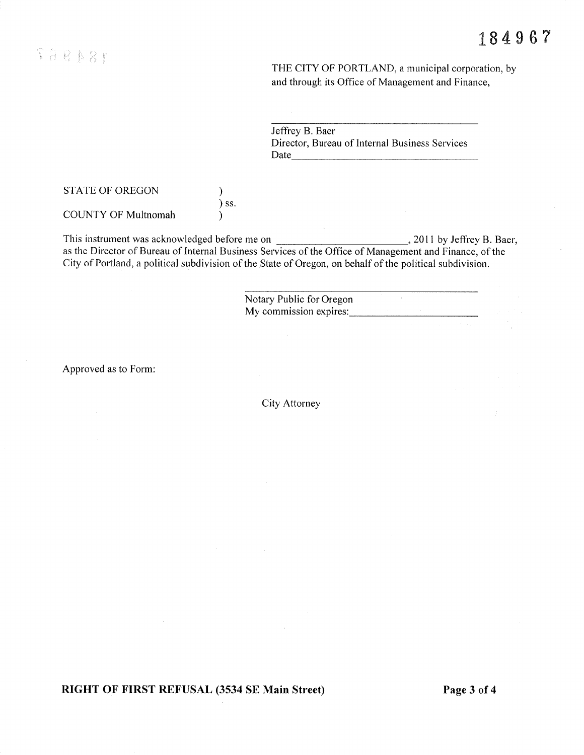184967

THE CITY OF PORTLAND, a municipal corporation, by and through its Office of Management and Finance,

_______________________________________

Jeffrey B. Baer
Director, Bureau of Internal Business Services
Date_______________________________

STATE OF OREGON )
) ss.
COUNTY OF Multnomah )

This instrument was acknowledged before me on ______________________, 2011 by Jeffrey B. Baer, as the Director of Bureau of Internal Business Services of the Office of Management and Finance, of the City of Portland, a political subdivision of the State of Oregon, on behalf of the political subdivision.

_______________________________________

Notary Public for Oregon
My commission expires:____________________

Approved as to Form:

City Attorney

**RIGHT OF FIRST REFUSAL (3534 SE Main Street)**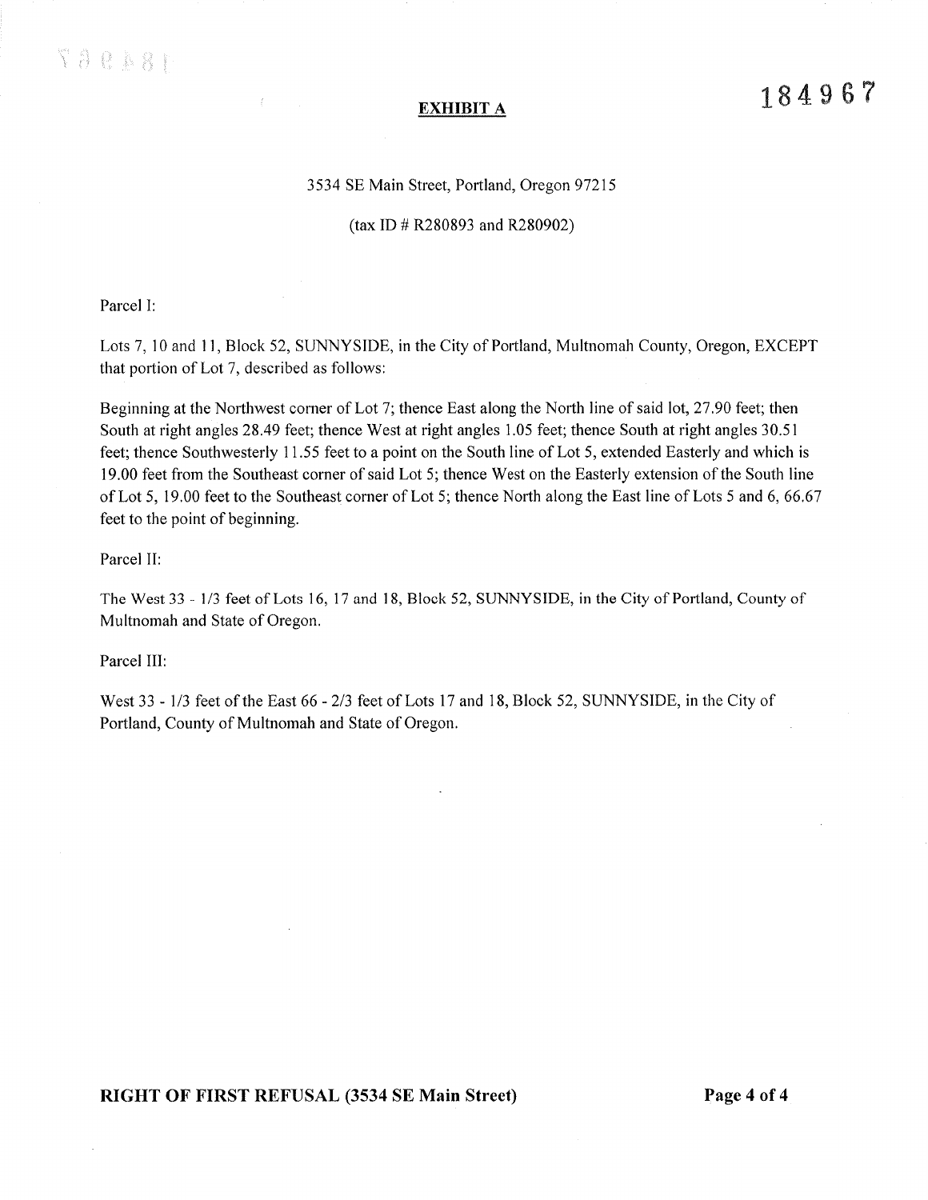184967

## EXHIBIT A

3534 SE Main Street, Portland, Oregon 97215

(tax ID # R280893 and R280902)

Parcel I:

Lots 7, 10 and 11, Block 52, SUNNYSIDE, in the City of Portland, Multnomah County, Oregon, EXCEPT that portion of Lot 7, described as follows:

Beginning at the Northwest corner of Lot 7; thence East along the North line of said lot, 27.90 feet; then South at right angles 28.49 feet; thence West at right angles 1.05 feet; thence South at right angles 30.51 feet; thence Southwesterly 11.55 feet to a point on the South line of Lot 5, extended Easterly and which is 19.00 feet from the Southeast corner of said Lot 5; thence West on the Easterly extension of the South line of Lot 5, 19.00 feet to the Southeast corner of Lot 5; thence North along the East line of Lots 5 and 6, 66.67 feet to the point of beginning.

Parcel II:

The West 33 - 1/3 feet of Lots 16, 17 and 18, Block 52, SUNNYSIDE, in the City of Portland, County of Multnomah and State of Oregon.

Parcel III:

West 33 - 1/3 feet of the East 66 - 2/3 feet of Lots 17 and 18, Block 52, SUNNYSIDE, in the City of Portland, County of Multnomah and State of Oregon.

**RIGHT OF FIRST REFUSAL (3534 SE Main Street)**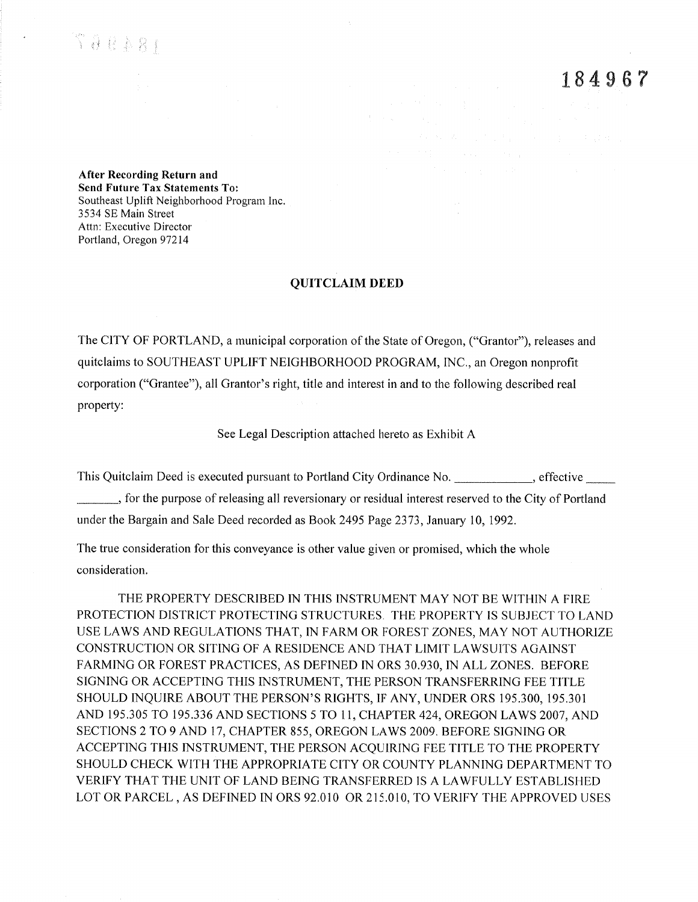184967

**After Recording Return and**
**Send Future Tax Statements To:**
Southeast Uplift Neighborhood Program Inc.
3534 SE Main Street
Attn: Executive Director
Portland, Oregon 97214

## QUITCLAIM DEED

The CITY OF PORTLAND, a municipal corporation of the State of Oregon, ("Grantor"), releases and quitclaims to SOUTHEAST UPLIFT NEIGHBORHOOD PROGRAM, INC., an Oregon nonprofit corporation ("Grantee"), all Grantor's right, title and interest in and to the following described real property:

See Legal Description attached hereto as Exhibit A

This Quitclaim Deed is executed pursuant to Portland City Ordinance No. \_\_\_\_\_\_\_\_\_\_\_\_, effective \_\_\_\_\_ \_\_\_\_\_\_\_, for the purpose of releasing all reversionary or residual interest reserved to the City of Portland under the Bargain and Sale Deed recorded as Book 2495 Page 2373, January 10, 1992.

The true consideration for this conveyance is other value given or promised, which the whole consideration.

THE PROPERTY DESCRIBED IN THIS INSTRUMENT MAY NOT BE WITHIN A FIRE PROTECTION DISTRICT PROTECTING STRUCTURES. THE PROPERTY IS SUBJECT TO LAND USE LAWS AND REGULATIONS THAT, IN FARM OR FOREST ZONES, MAY NOT AUTHORIZE CONSTRUCTION OR SITING OF A RESIDENCE AND THAT LIMIT LAWSUITS AGAINST FARMING OR FOREST PRACTICES, AS DEFINED IN ORS 30.930, IN ALL ZONES. BEFORE SIGNING OR ACCEPTING THIS INSTRUMENT, THE PERSON TRANSFERRING FEE TITLE SHOULD INQUIRE ABOUT THE PERSON'S RIGHTS, IF ANY, UNDER ORS 195.300, 195.301 AND 195.305 TO 195.336 AND SECTIONS 5 TO 11, CHAPTER 424, OREGON LAWS 2007, AND SECTIONS 2 TO 9 AND 17, CHAPTER 855, OREGON LAWS 2009. BEFORE SIGNING OR ACCEPTING THIS INSTRUMENT, THE PERSON ACQUIRING FEE TITLE TO THE PROPERTY SHOULD CHECK WITH THE APPROPRIATE CITY OR COUNTY PLANNING DEPARTMENT TO VERIFY THAT THE UNIT OF LAND BEING TRANSFERRED IS A LAWFULLY ESTABLISHED LOT OR PARCEL, AS DEFINED IN ORS 92.010 OR 215.010, TO VERIFY THE APPROVED USES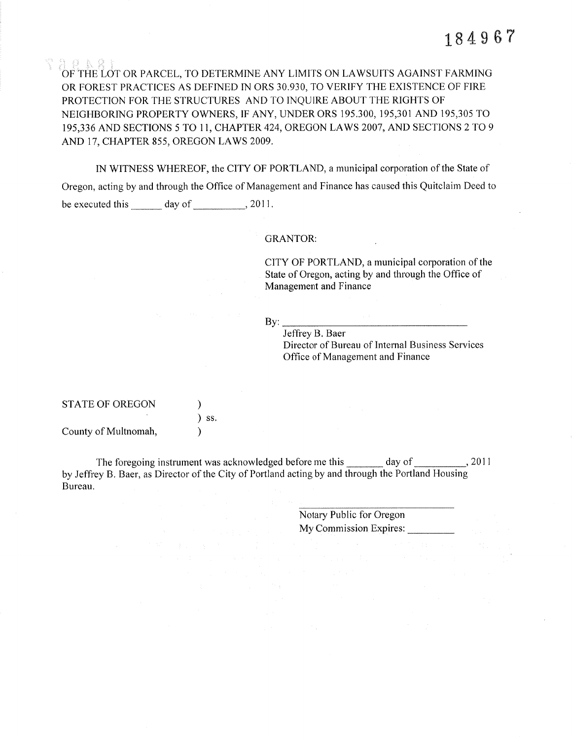184967

OF THE LOT OR PARCEL, TO DETERMINE ANY LIMITS ON LAWSUITS AGAINST FARMING OR FOREST PRACTICES AS DEFINED IN ORS 30.930, TO VERIFY THE EXISTENCE OF FIRE PROTECTION FOR THE STRUCTURES AND TO INQUIRE ABOUT THE RIGHTS OF NEIGHBORING PROPERTY OWNERS, IF ANY, UNDER ORS 195.300, 195,301 AND 195,305 TO 195,336 AND SECTIONS 5 TO 11, CHAPTER 424, OREGON LAWS 2007, AND SECTIONS 2 TO 9 AND 17, CHAPTER 855, OREGON LAWS 2009.

IN WITNESS WHEREOF, the CITY OF PORTLAND, a municipal corporation of the State of Oregon, acting by and through the Office of Management and Finance has caused this Quitclaim Deed to be executed this ______ day of __________, 2011.

GRANTOR:

CITY OF PORTLAND, a municipal corporation of the State of Oregon, acting by and through the Office of Management and Finance

By: ____________________________________
Jeffrey B. Baer
Director of Bureau of Internal Business Services
Office of Management and Finance

STATE OF OREGON )
) ss.
County of Multnomah, )

The foregoing instrument was acknowledged before me this _______ day of __________, 2011 by Jeffrey B. Baer, as Director of the City of Portland acting by and through the Portland Housing Bureau.

________________________________
Notary Public for Oregon
My Commission Expires: _________